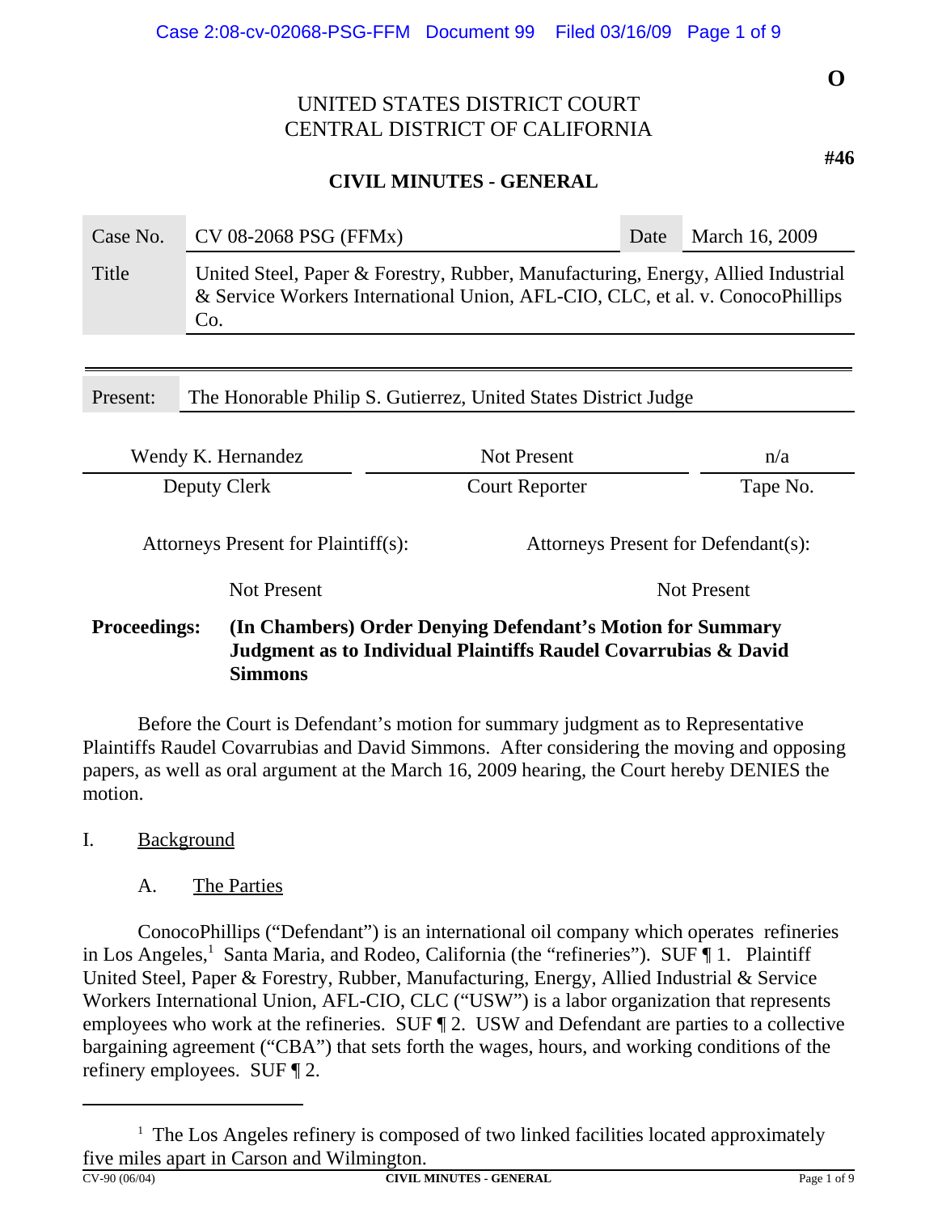**O**

UNITED STATES DISTRICT COURT
CENTRAL DISTRICT OF CALIFORNIA

**#46**

**CIVIL MINUTES - GENERAL**

| Case No. | CV 08-2068 PSG (FFMx) | Date | March 16, 2009 |
|---|---|---|---|
| Title | United Steel, Paper & Forestry, Rubber, Manufacturing, Energy, Allied Industrial & Service Workers International Union, AFL-CIO, CLC, et al. v. ConocoPhillips Co. | | |

| Present: | The Honorable Philip S. Gutierrez, United States District Judge |
|---|---|

| Wendy K. Hernandez | Not Present | n/a |
|---|---|---|
| Deputy Clerk | Court Reporter | Tape No. |

| Attorneys Present for Plaintiff(s): | Attorneys Present for Defendant(s): |
|---|---|
| Not Present | Not Present |

**Proceedings:** **(In Chambers) Order Denying Defendant's Motion for Summary Judgment as to Individual Plaintiffs Raudel Covarrubias & David Simmons**

Before the Court is Defendant's motion for summary judgment as to Representative Plaintiffs Raudel Covarrubias and David Simmons. After considering the moving and opposing papers, as well as oral argument at the March 16, 2009 hearing, the Court hereby DENIES the motion.

## I. Background

### A. The Parties

ConocoPhillips ("Defendant") is an international oil company which operates refineries in Los Angeles,[1] Santa Maria, and Rodeo, California (the "refineries"). SUF ¶ 1. Plaintiff United Steel, Paper & Forestry, Rubber, Manufacturing, Energy, Allied Industrial & Service Workers International Union, AFL-CIO, CLC ("USW") is a labor organization that represents employees who work at the refineries. SUF ¶ 2. USW and Defendant are parties to a collective bargaining agreement ("CBA") that sets forth the wages, hours, and working conditions of the refinery employees. SUF ¶ 2.

---

[1] The Los Angeles refinery is composed of two linked facilities located approximately five miles apart in Carson and Wilmington.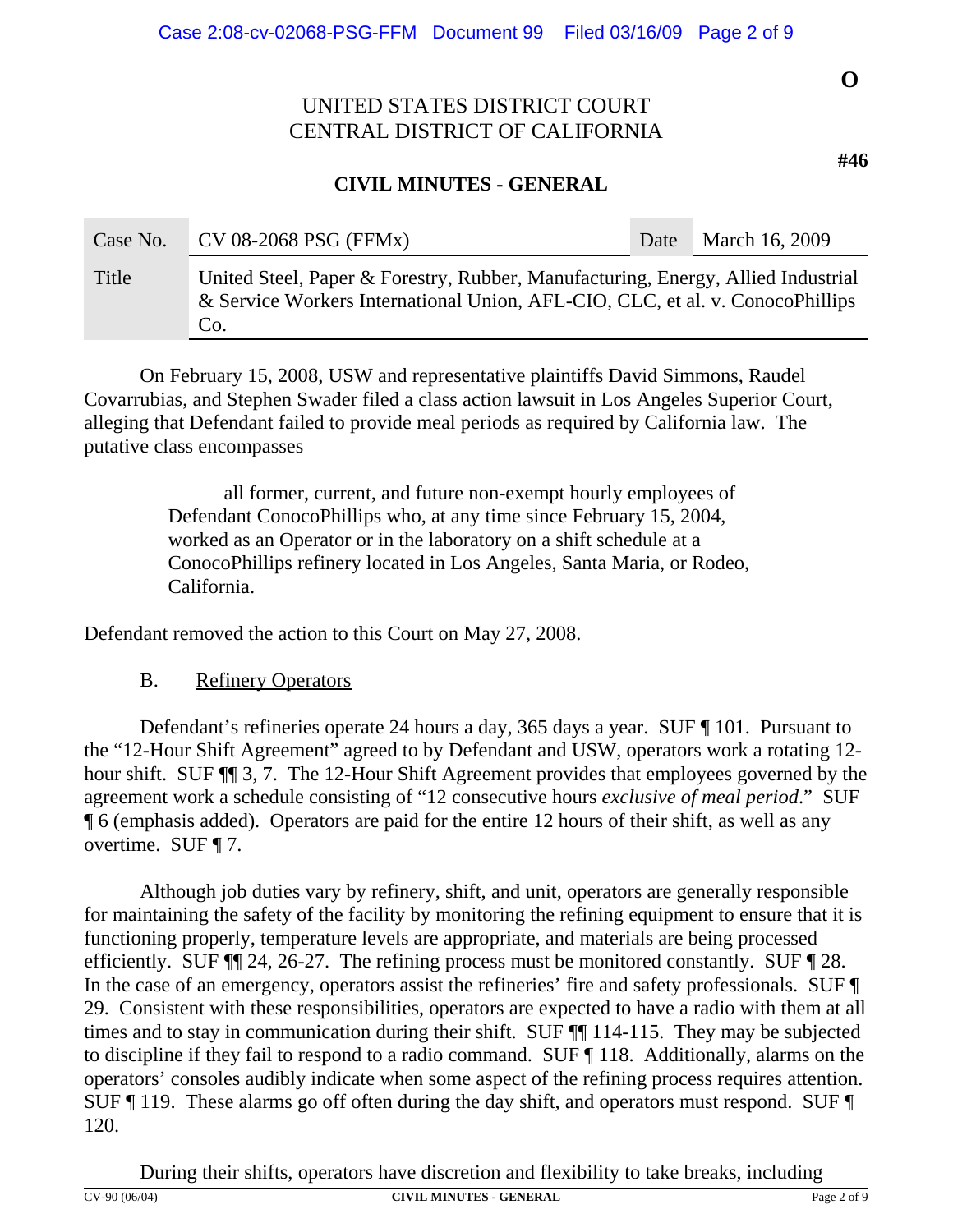**O**

UNITED STATES DISTRICT COURT
CENTRAL DISTRICT OF CALIFORNIA

**#46**

**CIVIL MINUTES - GENERAL**

| Case No. | CV 08-2068 PSG (FFMx) | Date | March 16, 2009 |
|---|---|---|---|
| Title | United Steel, Paper & Forestry, Rubber, Manufacturing, Energy, Allied Industrial & Service Workers International Union, AFL-CIO, CLC, et al. v. ConocoPhillips Co. | | |

On February 15, 2008, USW and representative plaintiffs David Simmons, Raudel Covarrubias, and Stephen Swader filed a class action lawsuit in Los Angeles Superior Court, alleging that Defendant failed to provide meal periods as required by California law. The putative class encompasses

> all former, current, and future non-exempt hourly employees of Defendant ConocoPhillips who, at any time since February 15, 2004, worked as an Operator or in the laboratory on a shift schedule at a ConocoPhillips refinery located in Los Angeles, Santa Maria, or Rodeo, California.

Defendant removed the action to this Court on May 27, 2008.

B. Refinery Operators

Defendant's refineries operate 24 hours a day, 365 days a year. SUF ¶ 101. Pursuant to the "12-Hour Shift Agreement" agreed to by Defendant and USW, operators work a rotating 12-hour shift. SUF ¶¶ 3, 7. The 12-Hour Shift Agreement provides that employees governed by the agreement work a schedule consisting of "12 consecutive hours *exclusive of meal period*." SUF ¶ 6 (emphasis added). Operators are paid for the entire 12 hours of their shift, as well as any overtime. SUF ¶ 7.

Although job duties vary by refinery, shift, and unit, operators are generally responsible for maintaining the safety of the facility by monitoring the refining equipment to ensure that it is functioning properly, temperature levels are appropriate, and materials are being processed efficiently. SUF ¶¶ 24, 26-27. The refining process must be monitored constantly. SUF ¶ 28. In the case of an emergency, operators assist the refineries' fire and safety professionals. SUF ¶ 29. Consistent with these responsibilities, operators are expected to have a radio with them at all times and to stay in communication during their shift. SUF ¶¶ 114-115. They may be subjected to discipline if they fail to respond to a radio command. SUF ¶ 118. Additionally, alarms on the operators' consoles audibly indicate when some aspect of the refining process requires attention. SUF ¶ 119. These alarms go off often during the day shift, and operators must respond. SUF ¶ 120.

During their shifts, operators have discretion and flexibility to take breaks, including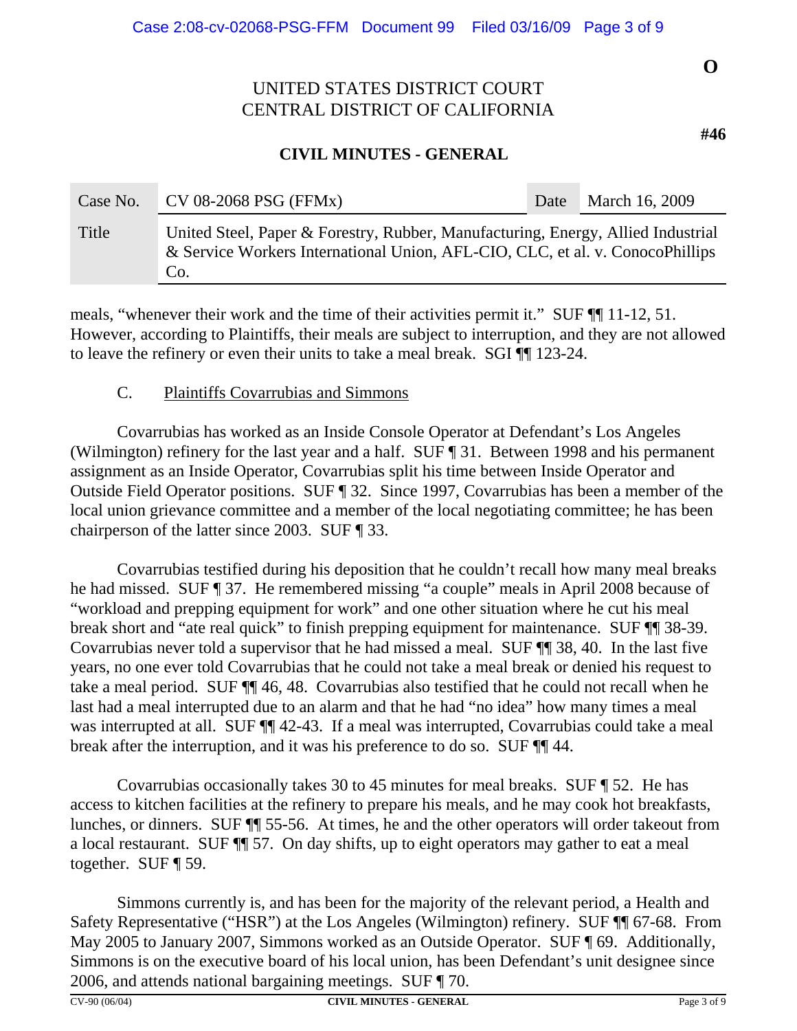meals, "whenever their work and the time of their activities permit it." SUF ¶¶ 11-12, 51. However, according to Plaintiffs, their meals are subject to interruption, and they are not allowed to leave the refinery or even their units to take a meal break. SGI ¶¶ 123-24.

C. Plaintiffs Covarrubias and Simmons

Covarrubias has worked as an Inside Console Operator at Defendant's Los Angeles (Wilmington) refinery for the last year and a half. SUF ¶ 31. Between 1998 and his permanent assignment as an Inside Operator, Covarrubias split his time between Inside Operator and Outside Field Operator positions. SUF ¶ 32. Since 1997, Covarrubias has been a member of the local union grievance committee and a member of the local negotiating committee; he has been chairperson of the latter since 2003. SUF ¶ 33.

Covarrubias testified during his deposition that he couldn't recall how many meal breaks he had missed. SUF ¶ 37. He remembered missing "a couple" meals in April 2008 because of "workload and prepping equipment for work" and one other situation where he cut his meal break short and "ate real quick" to finish prepping equipment for maintenance. SUF ¶¶ 38-39. Covarrubias never told a supervisor that he had missed a meal. SUF ¶¶ 38, 40. In the last five years, no one ever told Covarrubias that he could not take a meal break or denied his request to take a meal period. SUF ¶¶ 46, 48. Covarrubias also testified that he could not recall when he last had a meal interrupted due to an alarm and that he had "no idea" how many times a meal was interrupted at all. SUF ¶¶ 42-43. If a meal was interrupted, Covarrubias could take a meal break after the interruption, and it was his preference to do so. SUF ¶¶ 44.

Covarrubias occasionally takes 30 to 45 minutes for meal breaks. SUF ¶ 52. He has access to kitchen facilities at the refinery to prepare his meals, and he may cook hot breakfasts, lunches, or dinners. SUF ¶¶ 55-56. At times, he and the other operators will order takeout from a local restaurant. SUF ¶¶ 57. On day shifts, up to eight operators may gather to eat a meal together. SUF ¶ 59.

Simmons currently is, and has been for the majority of the relevant period, a Health and Safety Representative ("HSR") at the Los Angeles (Wilmington) refinery. SUF ¶¶ 67-68. From May 2005 to January 2007, Simmons worked as an Outside Operator. SUF ¶ 69. Additionally, Simmons is on the executive board of his local union, has been Defendant's unit designee since 2006, and attends national bargaining meetings. SUF ¶ 70.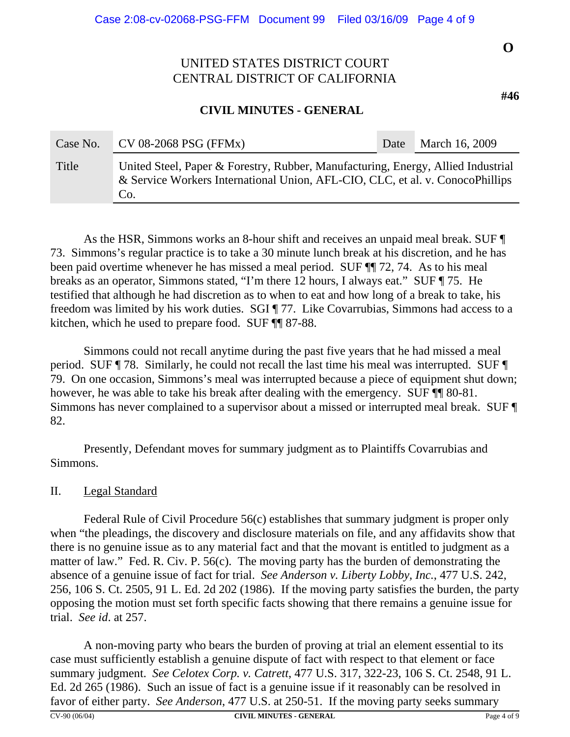As the HSR, Simmons works an 8-hour shift and receives an unpaid meal break. SUF ¶ 73. Simmons's regular practice is to take a 30 minute lunch break at his discretion, and he has been paid overtime whenever he has missed a meal period. SUF ¶¶ 72, 74. As to his meal breaks as an operator, Simmons stated, "I'm there 12 hours, I always eat." SUF ¶ 75. He testified that although he had discretion as to when to eat and how long of a break to take, his freedom was limited by his work duties. SGI ¶ 77. Like Covarrubias, Simmons had access to a kitchen, which he used to prepare food. SUF ¶¶ 87-88.

Simmons could not recall anytime during the past five years that he had missed a meal period. SUF ¶ 78. Similarly, he could not recall the last time his meal was interrupted. SUF ¶ 79. On one occasion, Simmons's meal was interrupted because a piece of equipment shut down; however, he was able to take his break after dealing with the emergency. SUF ¶¶ 80-81. Simmons has never complained to a supervisor about a missed or interrupted meal break. SUF ¶ 82.

Presently, Defendant moves for summary judgment as to Plaintiffs Covarrubias and Simmons.

## II. Legal Standard

Federal Rule of Civil Procedure 56(c) establishes that summary judgment is proper only when "the pleadings, the discovery and disclosure materials on file, and any affidavits show that there is no genuine issue as to any material fact and that the movant is entitled to judgment as a matter of law." Fed. R. Civ. P. 56(c). The moving party has the burden of demonstrating the absence of a genuine issue of fact for trial. *See Anderson v. Liberty Lobby, Inc.*, 477 U.S. 242, 256, 106 S. Ct. 2505, 91 L. Ed. 2d 202 (1986). If the moving party satisfies the burden, the party opposing the motion must set forth specific facts showing that there remains a genuine issue for trial. *See id*. at 257.

A non-moving party who bears the burden of proving at trial an element essential to its case must sufficiently establish a genuine dispute of fact with respect to that element or face summary judgment. *See Celotex Corp. v. Catrett*, 477 U.S. 317, 322-23, 106 S. Ct. 2548, 91 L. Ed. 2d 265 (1986). Such an issue of fact is a genuine issue if it reasonably can be resolved in favor of either party. *See Anderson*, 477 U.S. at 250-51. If the moving party seeks summary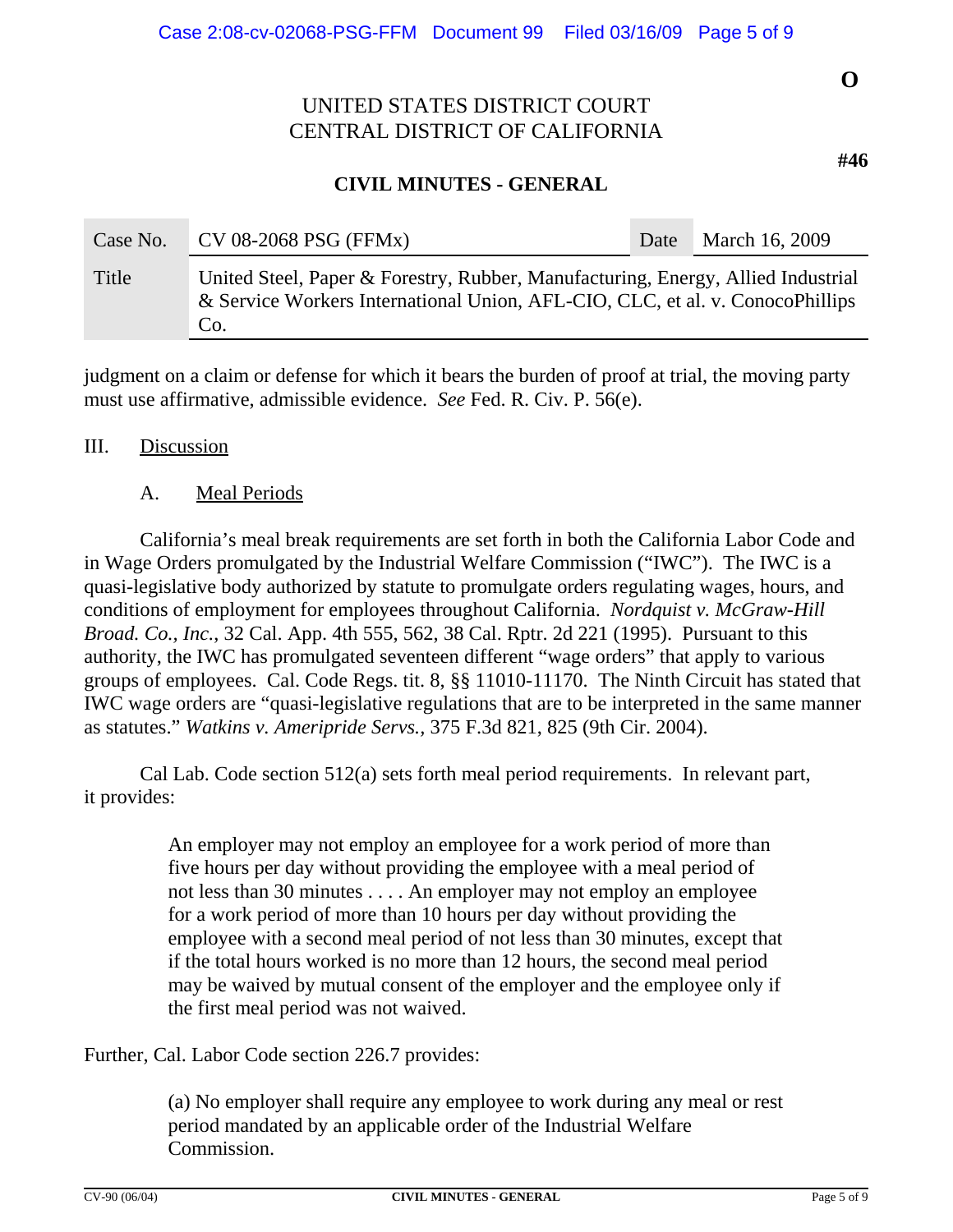judgment on a claim or defense for which it bears the burden of proof at trial, the moving party must use affirmative, admissible evidence. *See* Fed. R. Civ. P. 56(e).

III. Discussion

A. Meal Periods

California's meal break requirements are set forth in both the California Labor Code and in Wage Orders promulgated by the Industrial Welfare Commission ("IWC"). The IWC is a quasi-legislative body authorized by statute to promulgate orders regulating wages, hours, and conditions of employment for employees throughout California. *Nordquist v. McGraw-Hill Broad. Co., Inc.*, 32 Cal. App. 4th 555, 562, 38 Cal. Rptr. 2d 221 (1995). Pursuant to this authority, the IWC has promulgated seventeen different "wage orders" that apply to various groups of employees. Cal. Code Regs. tit. 8, §§ 11010-11170. The Ninth Circuit has stated that IWC wage orders are "quasi-legislative regulations that are to be interpreted in the same manner as statutes." *Watkins v. Ameripride Servs.*, 375 F.3d 821, 825 (9th Cir. 2004).

Cal Lab. Code section 512(a) sets forth meal period requirements. In relevant part, it provides:

> An employer may not employ an employee for a work period of more than five hours per day without providing the employee with a meal period of not less than 30 minutes . . . . An employer may not employ an employee for a work period of more than 10 hours per day without providing the employee with a second meal period of not less than 30 minutes, except that if the total hours worked is no more than 12 hours, the second meal period may be waived by mutual consent of the employer and the employee only if the first meal period was not waived.

Further, Cal. Labor Code section 226.7 provides:

> (a) No employer shall require any employee to work during any meal or rest period mandated by an applicable order of the Industrial Welfare Commission.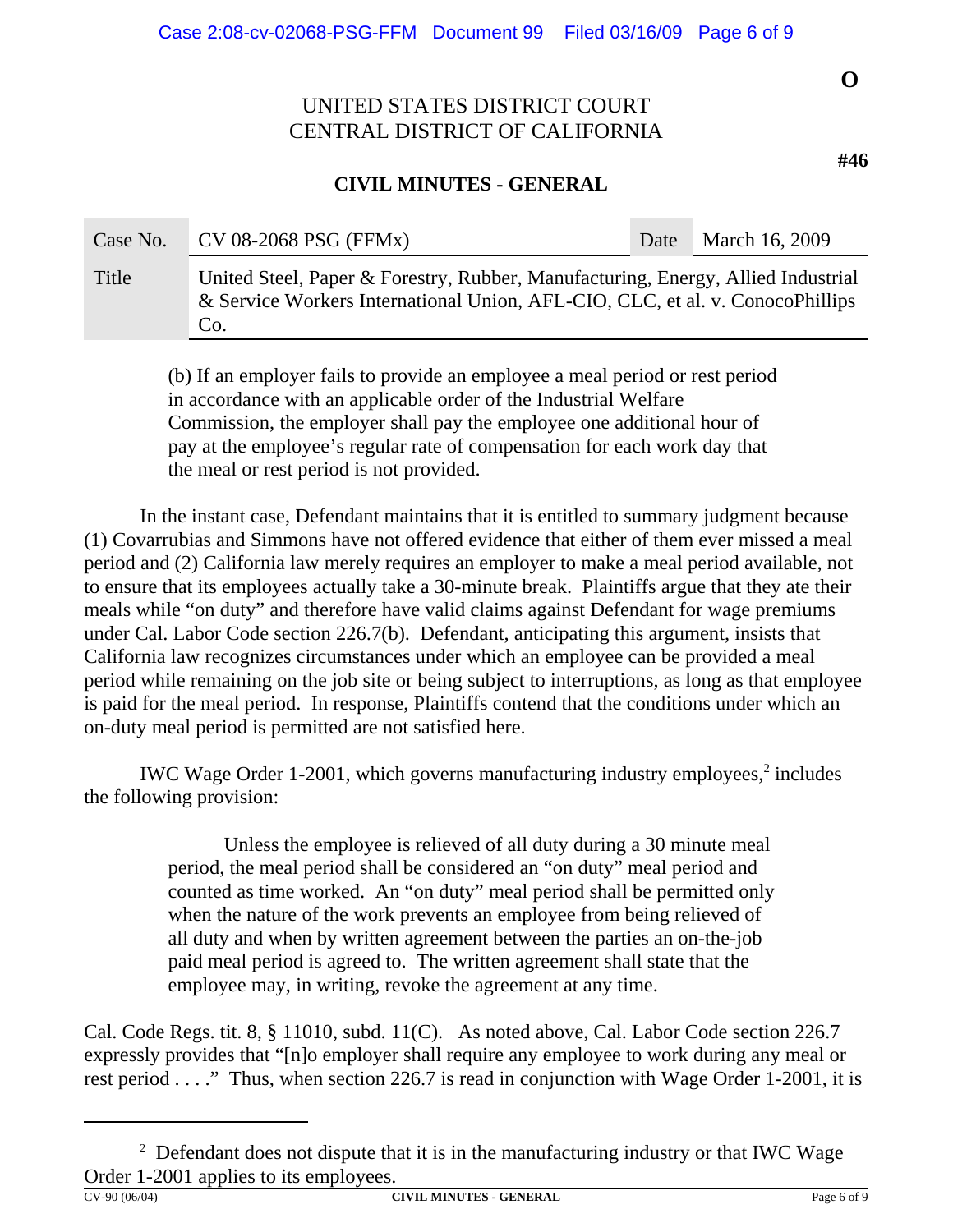(b) If an employer fails to provide an employee a meal period or rest period in accordance with an applicable order of the Industrial Welfare Commission, the employer shall pay the employee one additional hour of pay at the employee's regular rate of compensation for each work day that the meal or rest period is not provided.

In the instant case, Defendant maintains that it is entitled to summary judgment because (1) Covarrubias and Simmons have not offered evidence that either of them ever missed a meal period and (2) California law merely requires an employer to make a meal period available, not to ensure that its employees actually take a 30-minute break. Plaintiffs argue that they ate their meals while "on duty" and therefore have valid claims against Defendant for wage premiums under Cal. Labor Code section 226.7(b). Defendant, anticipating this argument, insists that California law recognizes circumstances under which an employee can be provided a meal period while remaining on the job site or being subject to interruptions, as long as that employee is paid for the meal period. In response, Plaintiffs contend that the conditions under which an on-duty meal period is permitted are not satisfied here.

IWC Wage Order 1-2001, which governs manufacturing industry employees,[2] includes the following provision:

> Unless the employee is relieved of all duty during a 30 minute meal period, the meal period shall be considered an "on duty" meal period and counted as time worked. An "on duty" meal period shall be permitted only when the nature of the work prevents an employee from being relieved of all duty and when by written agreement between the parties an on-the-job paid meal period is agreed to. The written agreement shall state that the employee may, in writing, revoke the agreement at any time.

Cal. Code Regs. tit. 8, § 11010, subd. 11(C). As noted above, Cal. Labor Code section 226.7 expressly provides that "[n]o employer shall require any employee to work during any meal or rest period . . . ." Thus, when section 226.7 is read in conjunction with Wage Order 1-2001, it is

[2] Defendant does not dispute that it is in the manufacturing industry or that IWC Wage Order 1-2001 applies to its employees.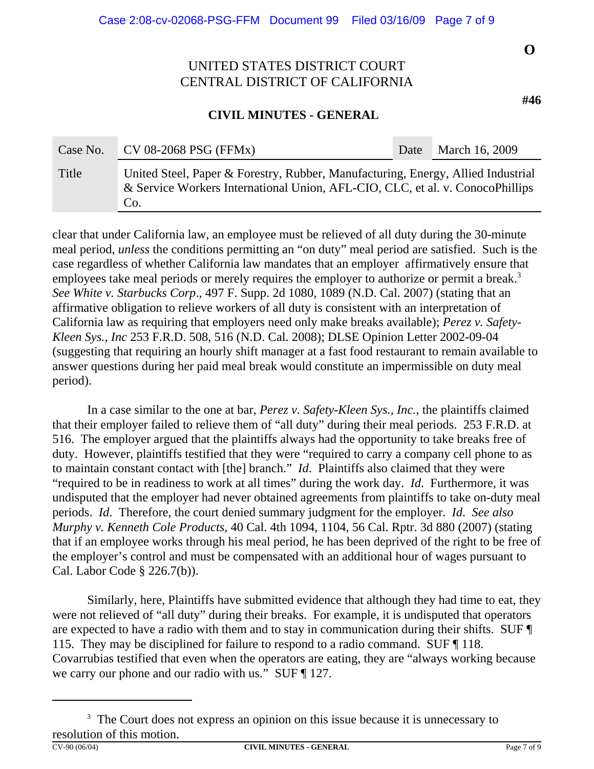clear that under California law, an employee must be relieved of all duty during the 30-minute meal period, *unless* the conditions permitting an "on duty" meal period are satisfied. Such is the case regardless of whether California law mandates that an employer affirmatively ensure that employees take meal periods or merely requires the employer to authorize or permit a break.[3] *See White v. Starbucks Corp*., 497 F. Supp. 2d 1080, 1089 (N.D. Cal. 2007) (stating that an affirmative obligation to relieve workers of all duty is consistent with an interpretation of California law as requiring that employers need only make breaks available); *Perez v. Safety-Kleen Sys., Inc* 253 F.R.D. 508, 516 (N.D. Cal. 2008); DLSE Opinion Letter 2002-09-04 (suggesting that requiring an hourly shift manager at a fast food restaurant to remain available to answer questions during her paid meal break would constitute an impermissible on duty meal period).

In a case similar to the one at bar, *Perez v. Safety-Kleen Sys., Inc.*, the plaintiffs claimed that their employer failed to relieve them of "all duty" during their meal periods. 253 F.R.D. at 516. The employer argued that the plaintiffs always had the opportunity to take breaks free of duty. However, plaintiffs testified that they were "required to carry a company cell phone to as to maintain constant contact with [the] branch." *Id*. Plaintiffs also claimed that they were "required to be in readiness to work at all times" during the work day. *Id*. Furthermore, it was undisputed that the employer had never obtained agreements from plaintiffs to take on-duty meal periods. *Id*. Therefore, the court denied summary judgment for the employer. *Id*. *See also Murphy v. Kenneth Cole Products,* 40 Cal. 4th 1094, 1104, 56 Cal. Rptr. 3d 880 (2007) (stating that if an employee works through his meal period, he has been deprived of the right to be free of the employer's control and must be compensated with an additional hour of wages pursuant to Cal. Labor Code § 226.7(b)).

Similarly, here, Plaintiffs have submitted evidence that although they had time to eat, they were not relieved of "all duty" during their breaks. For example, it is undisputed that operators are expected to have a radio with them and to stay in communication during their shifts. SUF ¶ 115. They may be disciplined for failure to respond to a radio command. SUF ¶ 118. Covarrubias testified that even when the operators are eating, they are "always working because we carry our phone and our radio with us." SUF ¶ 127.

---

[3] The Court does not express an opinion on this issue because it is unnecessary to resolution of this motion.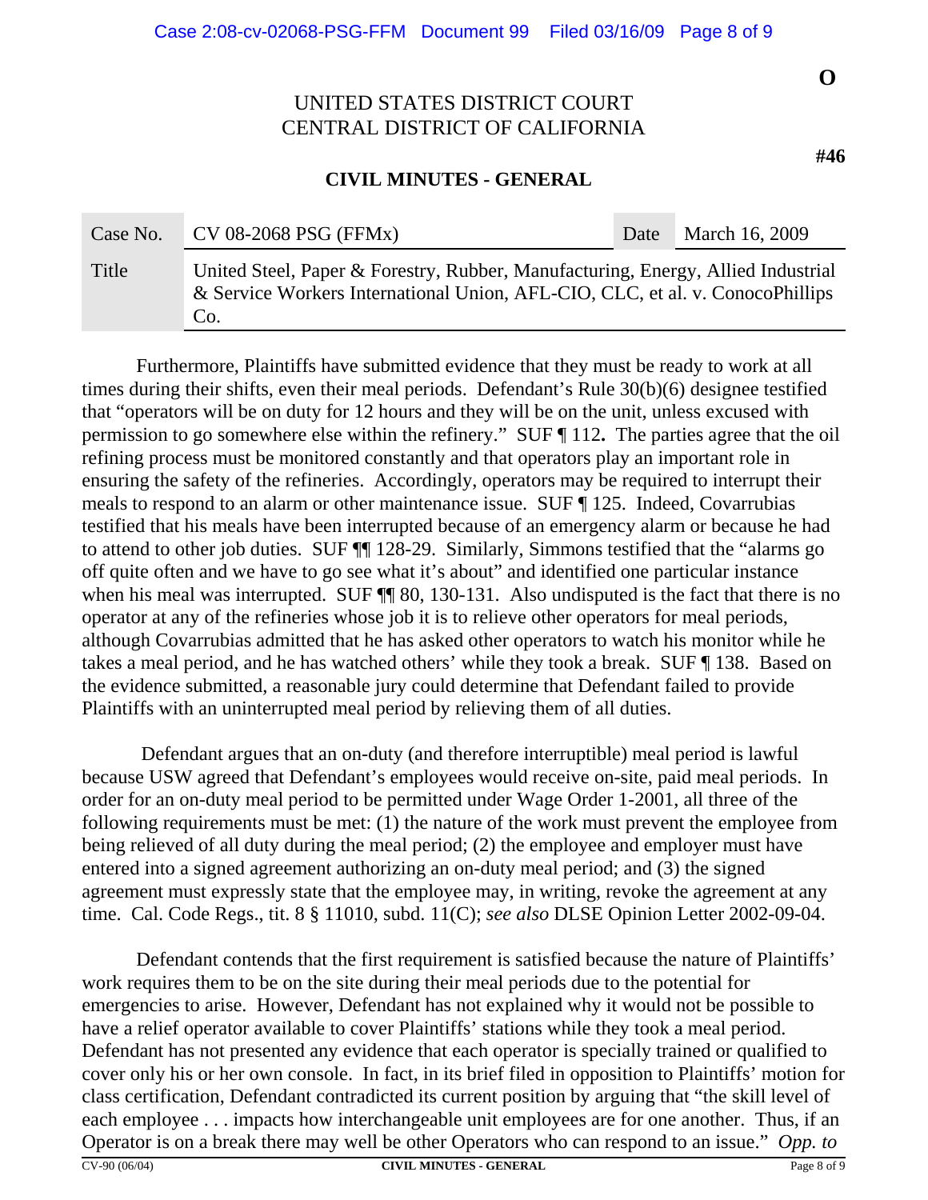Furthermore, Plaintiffs have submitted evidence that they must be ready to work at all times during their shifts, even their meal periods. Defendant's Rule 30(b)(6) designee testified that "operators will be on duty for 12 hours and they will be on the unit, unless excused with permission to go somewhere else within the refinery." SUF ¶ 112**.** The parties agree that the oil refining process must be monitored constantly and that operators play an important role in ensuring the safety of the refineries. Accordingly, operators may be required to interrupt their meals to respond to an alarm or other maintenance issue. SUF ¶ 125. Indeed, Covarrubias testified that his meals have been interrupted because of an emergency alarm or because he had to attend to other job duties. SUF ¶¶ 128-29. Similarly, Simmons testified that the "alarms go off quite often and we have to go see what it's about" and identified one particular instance when his meal was interrupted. SUF ¶¶ 80, 130-131. Also undisputed is the fact that there is no operator at any of the refineries whose job it is to relieve other operators for meal periods, although Covarrubias admitted that he has asked other operators to watch his monitor while he takes a meal period, and he has watched others' while they took a break. SUF ¶ 138. Based on the evidence submitted, a reasonable jury could determine that Defendant failed to provide Plaintiffs with an uninterrupted meal period by relieving them of all duties.

Defendant argues that an on-duty (and therefore interruptible) meal period is lawful because USW agreed that Defendant's employees would receive on-site, paid meal periods. In order for an on-duty meal period to be permitted under Wage Order 1-2001, all three of the following requirements must be met: (1) the nature of the work must prevent the employee from being relieved of all duty during the meal period; (2) the employee and employer must have entered into a signed agreement authorizing an on-duty meal period; and (3) the signed agreement must expressly state that the employee may, in writing, revoke the agreement at any time. Cal. Code Regs., tit. 8 § 11010, subd. 11(C); *see also* DLSE Opinion Letter 2002-09-04.

Defendant contends that the first requirement is satisfied because the nature of Plaintiffs' work requires them to be on the site during their meal periods due to the potential for emergencies to arise. However, Defendant has not explained why it would not be possible to have a relief operator available to cover Plaintiffs' stations while they took a meal period. Defendant has not presented any evidence that each operator is specially trained or qualified to cover only his or her own console. In fact, in its brief filed in opposition to Plaintiffs' motion for class certification, Defendant contradicted its current position by arguing that "the skill level of each employee . . . impacts how interchangeable unit employees are for one another. Thus, if an Operator is on a break there may well be other Operators who can respond to an issue." *Opp. to*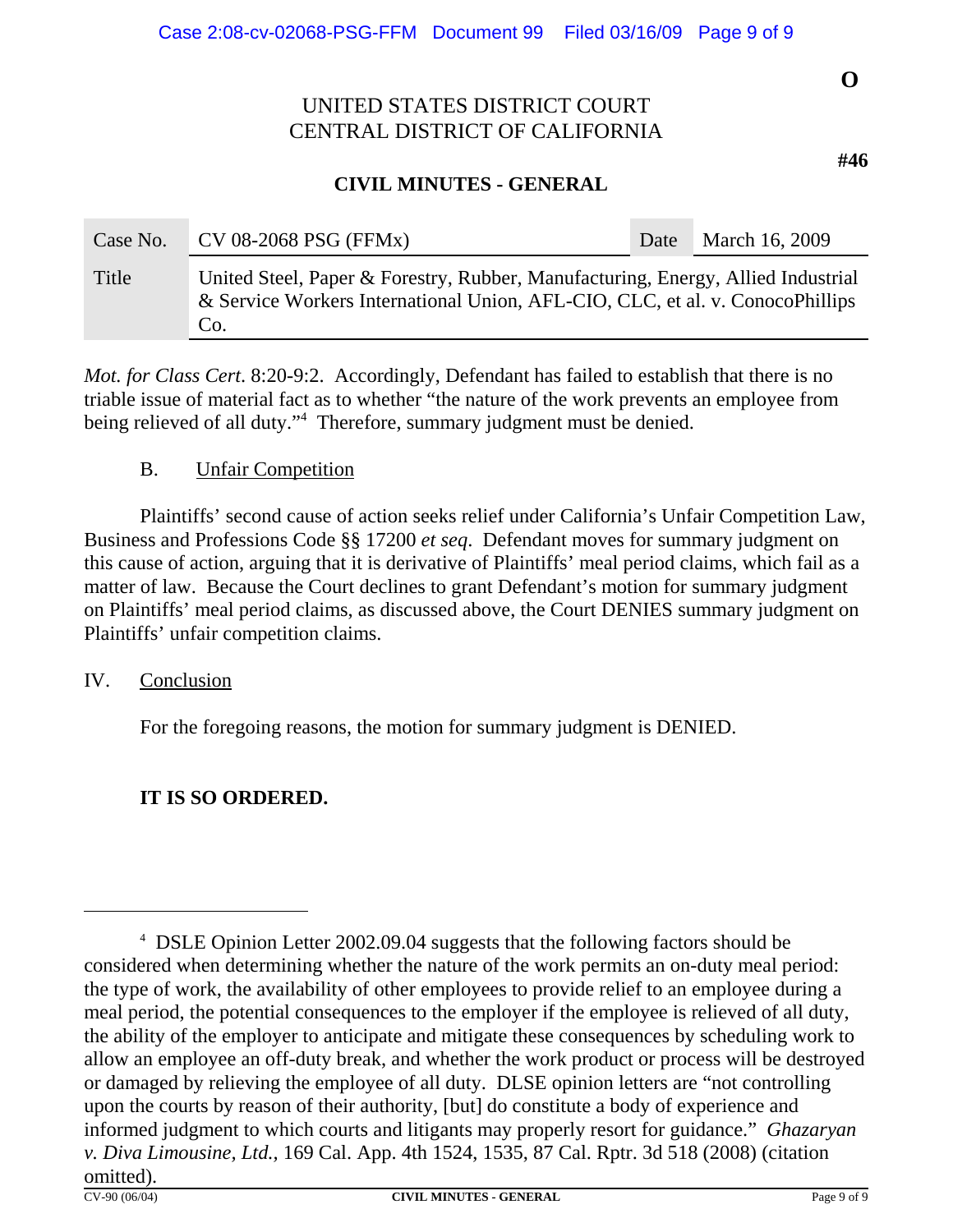*Mot. for Class Cert.* 8:20-9:2. Accordingly, Defendant has failed to establish that there is no triable issue of material fact as to whether "the nature of the work prevents an employee from being relieved of all duty."[4] Therefore, summary judgment must be denied.

### B. Unfair Competition

Plaintiffs' second cause of action seeks relief under California's Unfair Competition Law, Business and Professions Code §§ 17200 *et seq*. Defendant moves for summary judgment on this cause of action, arguing that it is derivative of Plaintiffs' meal period claims, which fail as a matter of law. Because the Court declines to grant Defendant's motion for summary judgment on Plaintiffs' meal period claims, as discussed above, the Court DENIES summary judgment on Plaintiffs' unfair competition claims.

## IV. Conclusion

For the foregoing reasons, the motion for summary judgment is DENIED.

**IT IS SO ORDERED.**

---

[4] DSLE Opinion Letter 2002.09.04 suggests that the following factors should be considered when determining whether the nature of the work permits an on-duty meal period: the type of work, the availability of other employees to provide relief to an employee during a meal period, the potential consequences to the employer if the employee is relieved of all duty, the ability of the employer to anticipate and mitigate these consequences by scheduling work to allow an employee an off-duty break, and whether the work product or process will be destroyed or damaged by relieving the employee of all duty. DLSE opinion letters are "not controlling upon the courts by reason of their authority, [but] do constitute a body of experience and informed judgment to which courts and litigants may properly resort for guidance." *Ghazaryan v. Diva Limousine, Ltd.*, 169 Cal. App. 4th 1524, 1535, 87 Cal. Rptr. 3d 518 (2008) (citation omitted).